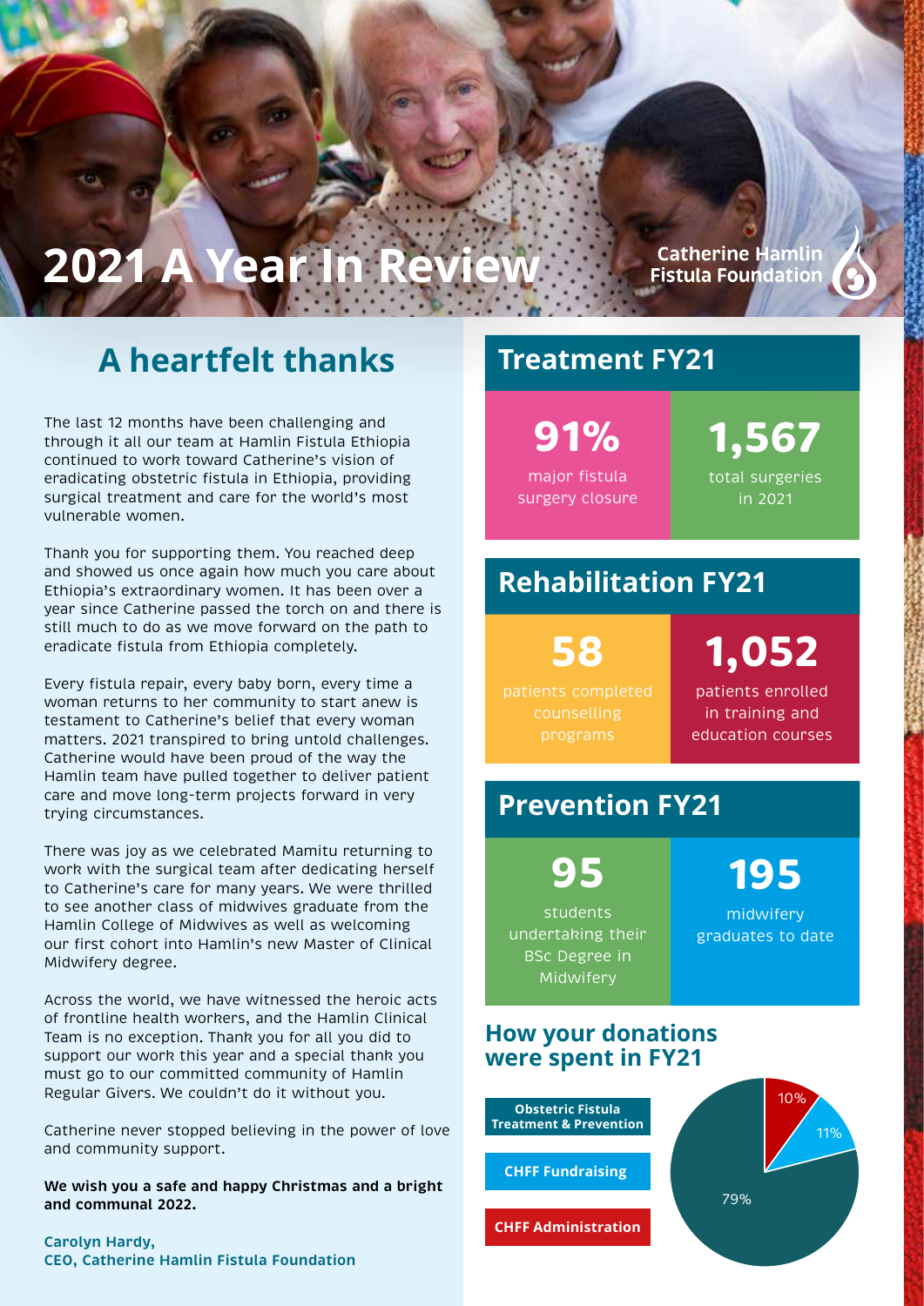# 2021 A Year In Review

Catherine Hamlin Fistula Foundation

## A heartfelt thanks

The last 12 months have been challenging and through it all our team at Hamlin Fistula Ethiopia continued to work toward Catherine's vision of eradicating obstetric fistula in Ethiopia, providing surgical treatment and care for the world's most vulnerable women.

Thank you for supporting them. You reached deep and showed us once again how much you care about Ethiopia's extraordinary women. It has been over a year since Catherine passed the torch on and there is still much to do as we move forward on the path to eradicate fistula from Ethiopia completely.

Every fistula repair, every baby born, every time a woman returns to her community to start anew is testament to Catherine's belief that every woman matters. 2021 transpired to bring untold challenges. Catherine would have been proud of the way the Hamlin team have pulled together to deliver patient care and move long-term projects forward in very trying circumstances.

There was joy as we celebrated Mamitu returning to work with the surgical team after dedicating herself to Catherine's care for many years. We were thrilled to see another class of midwives graduate from the Hamlin College of Midwives as well as welcoming our first cohort into Hamlin's new Master of Clinical Midwifery degree.

Across the world, we have witnessed the heroic acts of frontline health workers, and the Hamlin Clinical Team is no exception. Thank you for all you did to support our work this year and a special thank you must go to our committed community of Hamlin Regular Givers. We couldn't do it without you.

Catherine never stopped believing in the power of love and community support.

**We wish you a safe and happy Christmas and a bright and communal 2022.**

**Carolyn Hardy,**
**CEO, Catherine Hamlin Fistula Foundation**

## Treatment FY21

**91%** major fistula surgery closure

**1,567** total surgeries in 2021

## Rehabilitation FY21

**58** patients completed counselling programs

**1,052** patients enrolled in training and education courses

## Prevention FY21

**95** students undertaking their BSc Degree in Midwifery

**195** midwifery graduates to date

### How your donations were spent in FY21

- Obstetric Fistula Treatment & Prevention: 79%
- CHFF Fundraising: 11%
- CHFF Administration: 10%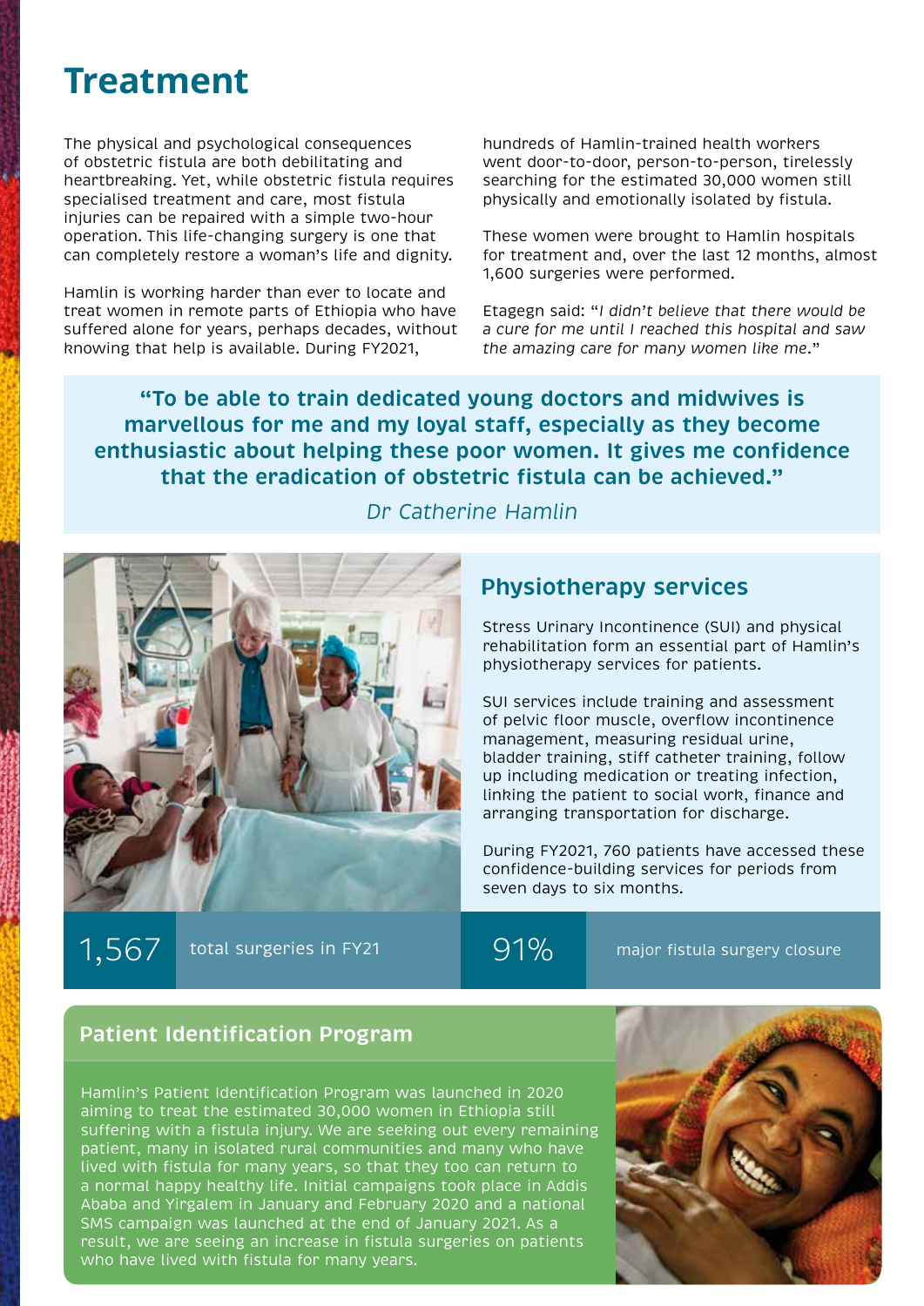# Treatment

The physical and psychological consequences of obstetric fistula are both debilitating and heartbreaking. Yet, while obstetric fistula requires specialised treatment and care, most fistula injuries can be repaired with a simple two-hour operation. This life-changing surgery is one that can completely restore a woman's life and dignity.

Hamlin is working harder than ever to locate and treat women in remote parts of Ethiopia who have suffered alone for years, perhaps decades, without knowing that help is available. During FY2021, hundreds of Hamlin-trained health workers went door-to-door, person-to-person, tirelessly searching for the estimated 30,000 women still physically and emotionally isolated by fistula.

These women were brought to Hamlin hospitals for treatment and, over the last 12 months, almost 1,600 surgeries were performed.

Etagegn said: "*I didn't believe that there would be a cure for me until I reached this hospital and saw the amazing care for many women like me.*"

> **"To be able to train dedicated young doctors and midwives is marvellous for me and my loyal staff, especially as they become enthusiastic about helping these poor women. It gives me confidence that the eradication of obstetric fistula can be achieved."**
>
> *Dr Catherine Hamlin*

## Physiotherapy services

Stress Urinary Incontinence (SUI) and physical rehabilitation form an essential part of Hamlin's physiotherapy services for patients.

SUI services include training and assessment of pelvic floor muscle, overflow incontinence management, measuring residual urine, bladder training, stiff catheter training, follow up including medication or treating infection, linking the patient to social work, finance and arranging transportation for discharge.

During FY2021, 760 patients have accessed these confidence-building services for periods from seven days to six months.

**1,567** total surgeries in FY21

**91%** major fistula surgery closure

## Patient Identification Program

Hamlin's Patient Identification Program was launched in 2020 aiming to treat the estimated 30,000 women in Ethiopia still suffering with a fistula injury. We are seeking out every remaining patient, many in isolated rural communities and many who have lived with fistula for many years, so that they too can return to a normal happy healthy life. Initial campaigns took place in Addis Ababa and Yirgalem in January and February 2020 and a national SMS campaign was launched at the end of January 2021. As a result, we are seeing an increase in fistula surgeries on patients who have lived with fistula for many years.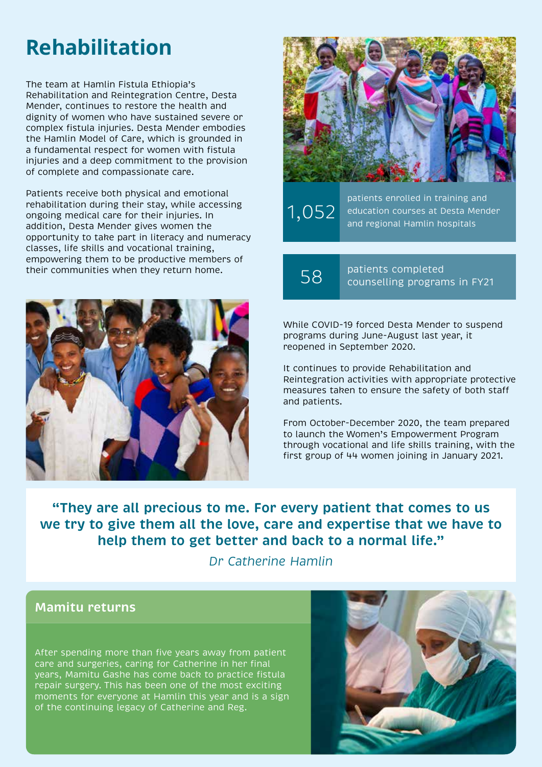# Rehabilitation

The team at Hamlin Fistula Ethiopia's Rehabilitation and Reintegration Centre, Desta Mender, continues to restore the health and dignity of women who have sustained severe or complex fistula injuries. Desta Mender embodies the Hamlin Model of Care, which is grounded in a fundamental respect for women with fistula injuries and a deep commitment to the provision of complete and compassionate care.

Patients receive both physical and emotional rehabilitation during their stay, while accessing ongoing medical care for their injuries. In addition, Desta Mender gives women the opportunity to take part in literacy and numeracy classes, life skills and vocational training, empowering them to be productive members of their communities when they return home.

**1,052** patients enrolled in training and education courses at Desta Mender and regional Hamlin hospitals

**58** patients completed counselling programs in FY21

While COVID-19 forced Desta Mender to suspend programs during June-August last year, it reopened in September 2020.

It continues to provide Rehabilitation and Reintegration activities with appropriate protective measures taken to ensure the safety of both staff and patients.

From October-December 2020, the team prepared to launch the Women's Empowerment Program through vocational and life skills training, with the first group of 44 women joining in January 2021.

> **"They are all precious to me. For every patient that comes to us we try to give them all the love, care and expertise that we have to help them to get better and back to a normal life."**
>
> *Dr Catherine Hamlin*

## Mamitu returns

After spending more than five years away from patient care and surgeries, caring for Catherine in her final years, Mamitu Gashe has come back to practice fistula repair surgery. This has been one of the most exciting moments for everyone at Hamlin this year and is a sign of the continuing legacy of Catherine and Reg.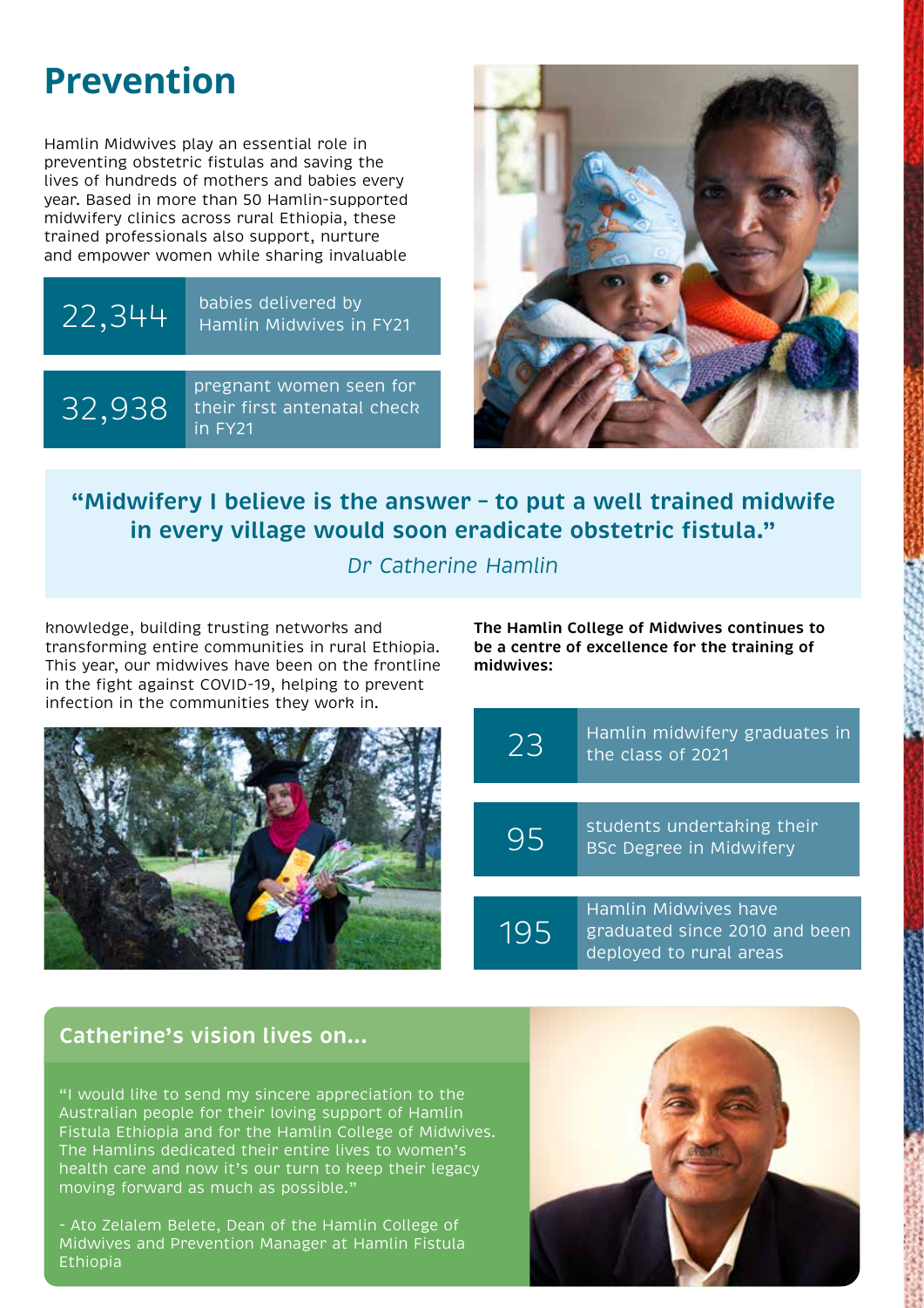# Prevention

Hamlin Midwives play an essential role in preventing obstetric fistulas and saving the lives of hundreds of mothers and babies every year. Based in more than 50 Hamlin-supported midwifery clinics across rural Ethiopia, these trained professionals also support, nurture and empower women while sharing invaluable knowledge, building trusting networks and transforming entire communities in rural Ethiopia. This year, our midwives have been on the frontline in the fight against COVID-19, helping to prevent infection in the communities they work in.

| | |
|---|---|
| 22,344 | babies delivered by Hamlin Midwives in FY21 |
| 32,938 | pregnant women seen for their first antenatal check in FY21 |

**"Midwifery I believe is the answer – to put a well trained midwife in every village would soon eradicate obstetric fistula."**

*Dr Catherine Hamlin*

**The Hamlin College of Midwives continues to be a centre of excellence for the training of midwives:**

| | |
|---|---|
| 23 | Hamlin midwifery graduates in the class of 2021 |
| 95 | students undertaking their BSc Degree in Midwifery |
| 195 | Hamlin Midwives have graduated since 2010 and been deployed to rural areas |

## Catherine's vision lives on...

"I would like to send my sincere appreciation to the Australian people for their loving support of Hamlin Fistula Ethiopia and for the Hamlin College of Midwives. The Hamlins dedicated their entire lives to women's health care and now it's our turn to keep their legacy moving forward as much as possible."

- Ato Zelalem Belete, Dean of the Hamlin College of Midwives and Prevention Manager at Hamlin Fistula Ethiopia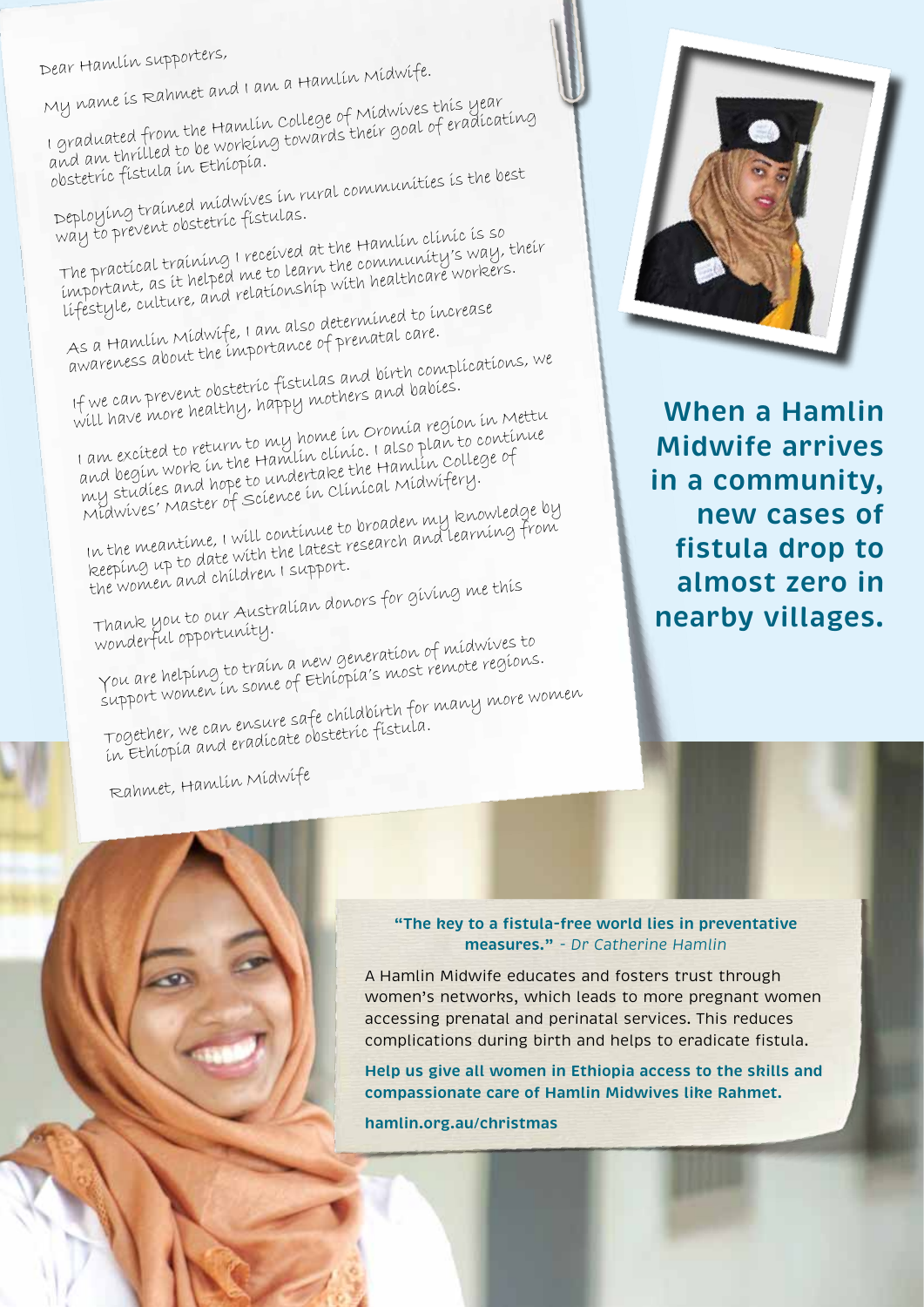Dear Hamlin supporters,

My name is Rahmet and I am a Hamlin Midwife.

I graduated from the Hamlin College of Midwives this year and am thrilled to be working towards their goal of eradicating obstetric fistula in Ethiopia.

Deploying trained midwives in rural communities is the best way to prevent obstetric fistulas.

The practical training I received at the Hamlin clinic is so important, as it helped me to learn the community's way, their lifestyle, culture, and relationship with healthcare workers.

As a Hamlin Midwife, I am also determined to increase awareness about the importance of prenatal care.

If we can prevent obstetric fistulas and birth complications, we will have more healthy, happy mothers and babies.

I am excited to return to my home in Oromia region in Mettu and begin work in the Hamlin clinic. I also plan to continue my studies and hope to undertake the Hamlin College of Midwives' Master of Science in Clinical Midwifery.

In the meantime, I will continue to broaden my knowledge by keeping up to date with the latest research and learning from the women and children I support.

Thank you to our Australian donors for giving me this wonderful opportunity.

You are helping to train a new generation of midwives to support women in some of Ethiopia's most remote regions.

Together, we can ensure safe childbirth for many more women in Ethiopia and eradicate obstetric fistula.

Rahmet, Hamlin Midwife

**When a Hamlin Midwife arrives in a community, new cases of fistula drop to almost zero in nearby villages.**

**"The key to a fistula-free world lies in preventative measures."** - *Dr Catherine Hamlin*

A Hamlin Midwife educates and fosters trust through women's networks, which leads to more pregnant women accessing prenatal and perinatal services. This reduces complications during birth and helps to eradicate fistula.

**Help us give all women in Ethiopia access to the skills and compassionate care of Hamlin Midwives like Rahmet.**

**hamlin.org.au/christmas**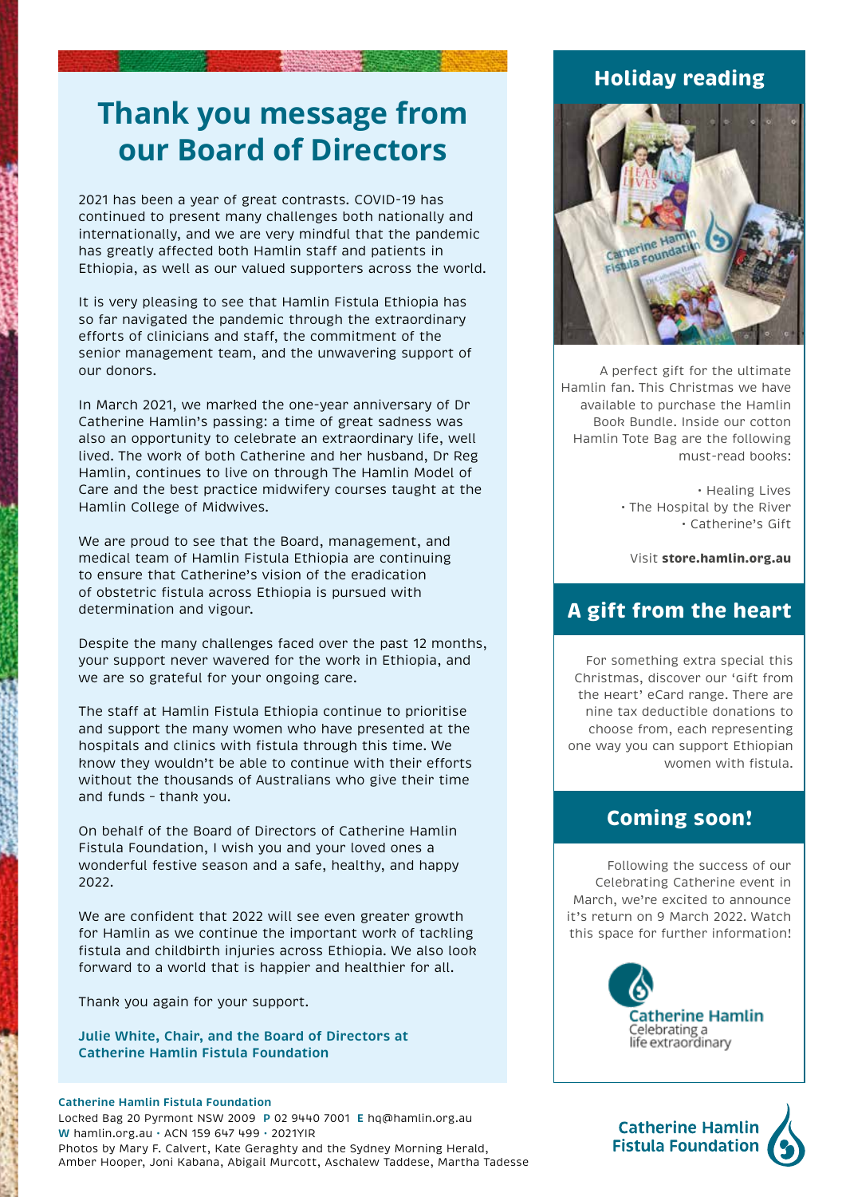# Thank you message from our Board of Directors

2021 has been a year of great contrasts. COVID-19 has continued to present many challenges both nationally and internationally, and we are very mindful that the pandemic has greatly affected both Hamlin staff and patients in Ethiopia, as well as our valued supporters across the world.

It is very pleasing to see that Hamlin Fistula Ethiopia has so far navigated the pandemic through the extraordinary efforts of clinicians and staff, the commitment of the senior management team, and the unwavering support of our donors.

In March 2021, we marked the one-year anniversary of Dr Catherine Hamlin's passing: a time of great sadness was also an opportunity to celebrate an extraordinary life, well lived. The work of both Catherine and her husband, Dr Reg Hamlin, continues to live on through The Hamlin Model of Care and the best practice midwifery courses taught at the Hamlin College of Midwives.

We are proud to see that the Board, management, and medical team of Hamlin Fistula Ethiopia are continuing to ensure that Catherine's vision of the eradication of obstetric fistula across Ethiopia is pursued with determination and vigour.

Despite the many challenges faced over the past 12 months, your support never wavered for the work in Ethiopia, and we are so grateful for your ongoing care.

The staff at Hamlin Fistula Ethiopia continue to prioritise and support the many women who have presented at the hospitals and clinics with fistula through this time. We know they wouldn't be able to continue with their efforts without the thousands of Australians who give their time and funds – thank you.

On behalf of the Board of Directors of Catherine Hamlin Fistula Foundation, I wish you and your loved ones a wonderful festive season and a safe, healthy, and happy 2022.

We are confident that 2022 will see even greater growth for Hamlin as we continue the important work of tackling fistula and childbirth injuries across Ethiopia. We also look forward to a world that is happier and healthier for all.

Thank you again for your support.

**Julie White, Chair, and the Board of Directors at Catherine Hamlin Fistula Foundation**

## Holiday reading

A perfect gift for the ultimate Hamlin fan. This Christmas we have available to purchase the Hamlin Book Bundle. Inside our cotton Hamlin Tote Bag are the following must-read books:

- Healing Lives
- The Hospital by the River
- Catherine's Gift

Visit **store.hamlin.org.au**

## A gift from the heart

For something extra special this Christmas, discover our 'Gift from the Heart' eCard range. There are nine tax deductible donations to choose from, each representing one way you can support Ethiopian women with fistula.

## Coming soon!

Following the success of our Celebrating Catherine event in March, we're excited to announce it's return on 9 March 2022. Watch this space for further information!

Catherine Hamlin
Celebrating a life extraordinary

**Catherine Hamlin Fistula Foundation**
Locked Bag 20 Pyrmont NSW 2009 **P** 02 9440 7001 **E** hq@hamlin.org.au
**W** hamlin.org.au · ACN 159 647 499 · 2021YIR
Photos by Mary F. Calvert, Kate Geraghty and the Sydney Morning Herald, Amber Hooper, Joni Kabana, Abigail Murcott, Aschalew Taddese, Martha Tadesse

Catherine Hamlin Fistula Foundation